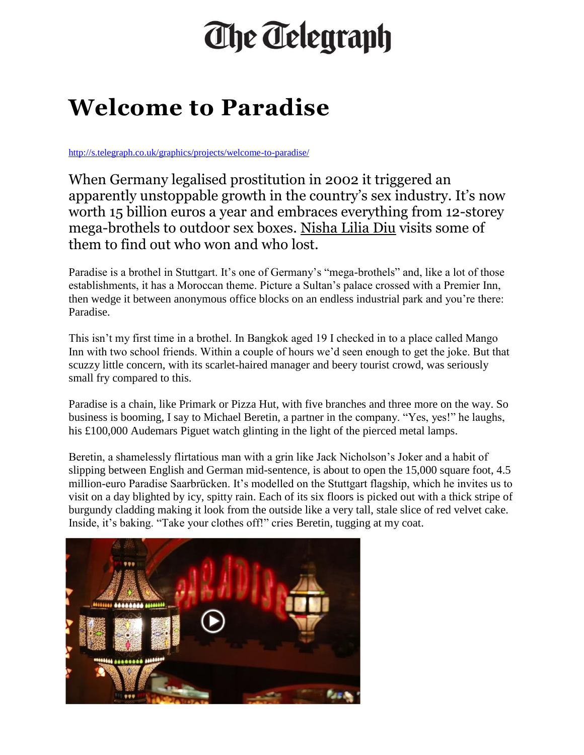# The Telegraph

# Welcome to Paradise

http://s.telegraph.co.uk/graphics/projects/welcome-to-paradise/

When Germany legalised prostitution in 2002 it triggered an apparently unstoppable growth in the country's sex industry. It's now worth 15 billion euros a year and embraces everything from 12-storey mega-brothels to outdoor sex boxes. Nisha Lilia Diu visits some of them to find out who won and who lost.

Paradise is a brothel in Stuttgart. It's one of Germany's "mega-brothels" and, like a lot of those establishments, it has a Moroccan theme. Picture a Sultan's palace crossed with a Premier Inn, then wedge it between anonymous office blocks on an endless industrial park and you're there: Paradise.

This isn't my first time in a brothel. In Bangkok aged 19 I checked in to a place called Mango Inn with two school friends. Within a couple of hours we'd seen enough to get the joke. But that scuzzy little concern, with its scarlet-haired manager and beery tourist crowd, was seriously small fry compared to this.

Paradise is a chain, like Primark or Pizza Hut, with five branches and three more on the way. So business is booming, I say to Michael Beretin, a partner in the company. "Yes, yes!" he laughs, his £100,000 Audemars Piguet watch glinting in the light of the pierced metal lamps.

Beretin, a shamelessly flirtatious man with a grin like Jack Nicholson's Joker and a habit of slipping between English and German mid-sentence, is about to open the 15,000 square foot, 4.5 million-euro Paradise Saarbrücken. It's modelled on the Stuttgart flagship, which he invites us to visit on a day blighted by icy, spitty rain. Each of its six floors is picked out with a thick stripe of burgundy cladding making it look from the outside like a very tall, stale slice of red velvet cake. Inside, it's baking. "Take your clothes off!" cries Beretin, tugging at my coat.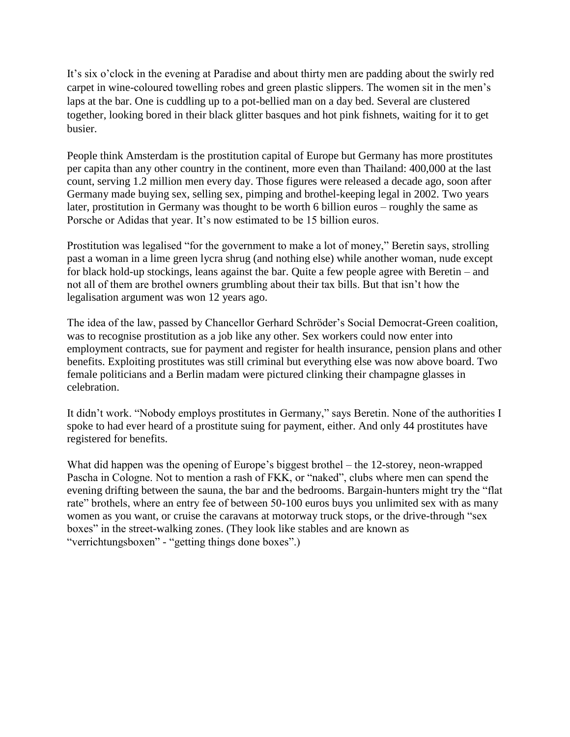It's six o'clock in the evening at Paradise and about thirty men are padding about the swirly red carpet in wine-coloured towelling robes and green plastic slippers. The women sit in the men's laps at the bar. One is cuddling up to a pot-bellied man on a day bed. Several are clustered together, looking bored in their black glitter basques and hot pink fishnets, waiting for it to get busier.

People think Amsterdam is the prostitution capital of Europe but Germany has more prostitutes per capita than any other country in the continent, more even than Thailand: 400,000 at the last count, serving 1.2 million men every day. Those figures were released a decade ago, soon after Germany made buying sex, selling sex, pimping and brothel-keeping legal in 2002. Two years later, prostitution in Germany was thought to be worth 6 billion euros – roughly the same as Porsche or Adidas that year. It's now estimated to be 15 billion euros.

Prostitution was legalised "for the government to make a lot of money," Beretin says, strolling past a woman in a lime green lycra shrug (and nothing else) while another woman, nude except for black hold-up stockings, leans against the bar. Quite a few people agree with Beretin – and not all of them are brothel owners grumbling about their tax bills. But that isn't how the legalisation argument was won 12 years ago.

The idea of the law, passed by Chancellor Gerhard Schröder's Social Democrat-Green coalition, was to recognise prostitution as a job like any other. Sex workers could now enter into employment contracts, sue for payment and register for health insurance, pension plans and other benefits. Exploiting prostitutes was still criminal but everything else was now above board. Two female politicians and a Berlin madam were pictured clinking their champagne glasses in celebration.

It didn't work. "Nobody employs prostitutes in Germany," says Beretin. None of the authorities I spoke to had ever heard of a prostitute suing for payment, either. And only 44 prostitutes have registered for benefits.

What did happen was the opening of Europe's biggest brothel – the 12-storey, neon-wrapped Pascha in Cologne. Not to mention a rash of FKK, or "naked", clubs where men can spend the evening drifting between the sauna, the bar and the bedrooms. Bargain-hunters might try the "flat rate" brothels, where an entry fee of between 50-100 euros buys you unlimited sex with as many women as you want, or cruise the caravans at motorway truck stops, or the drive-through "sex boxes" in the street-walking zones. (They look like stables and are known as "verrichtungsboxen" - "getting things done boxes".)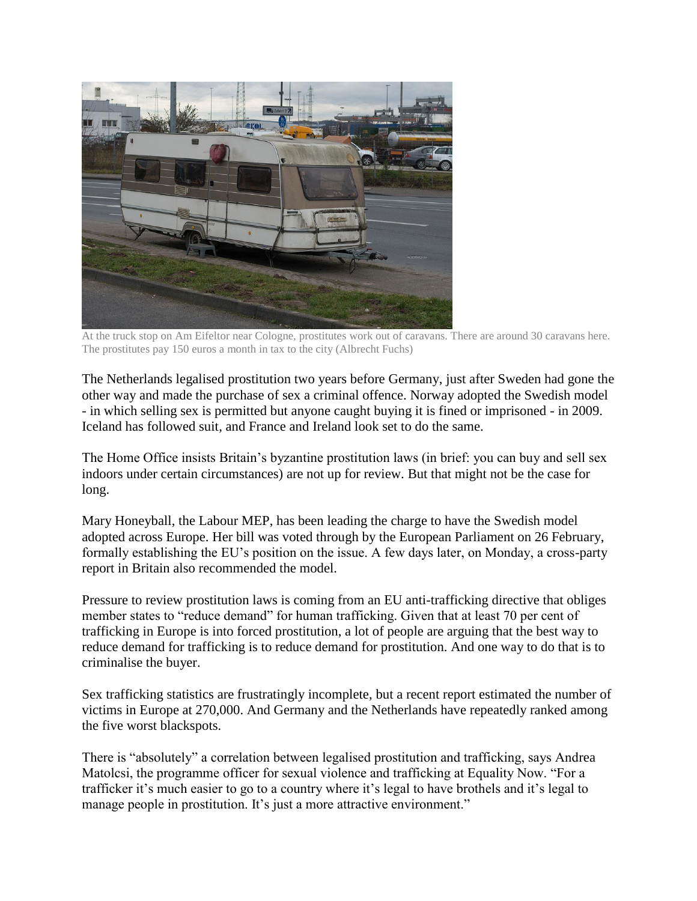At the truck stop on Am Eifeltor near Cologne, prostitutes work out of caravans. There are around 30 caravans here. The prostitutes pay 150 euros a month in tax to the city (Albrecht Fuchs)

The Netherlands legalised prostitution two years before Germany, just after Sweden had gone the other way and made the purchase of sex a criminal offence. Norway adopted the Swedish model - in which selling sex is permitted but anyone caught buying it is fined or imprisoned - in 2009. Iceland has followed suit, and France and Ireland look set to do the same.

The Home Office insists Britain's byzantine prostitution laws (in brief: you can buy and sell sex indoors under certain circumstances) are not up for review. But that might not be the case for long.

Mary Honeyball, the Labour MEP, has been leading the charge to have the Swedish model adopted across Europe. Her bill was voted through by the European Parliament on 26 February, formally establishing the EU's position on the issue. A few days later, on Monday, a cross-party report in Britain also recommended the model.

Pressure to review prostitution laws is coming from an EU anti-trafficking directive that obliges member states to "reduce demand" for human trafficking. Given that at least 70 per cent of trafficking in Europe is into forced prostitution, a lot of people are arguing that the best way to reduce demand for trafficking is to reduce demand for prostitution. And one way to do that is to criminalise the buyer.

Sex trafficking statistics are frustratingly incomplete, but a recent report estimated the number of victims in Europe at 270,000. And Germany and the Netherlands have repeatedly ranked among the five worst blackspots.

There is "absolutely" a correlation between legalised prostitution and trafficking, says Andrea Matolcsi, the programme officer for sexual violence and trafficking at Equality Now. "For a trafficker it's much easier to go to a country where it's legal to have brothels and it's legal to manage people in prostitution. It's just a more attractive environment."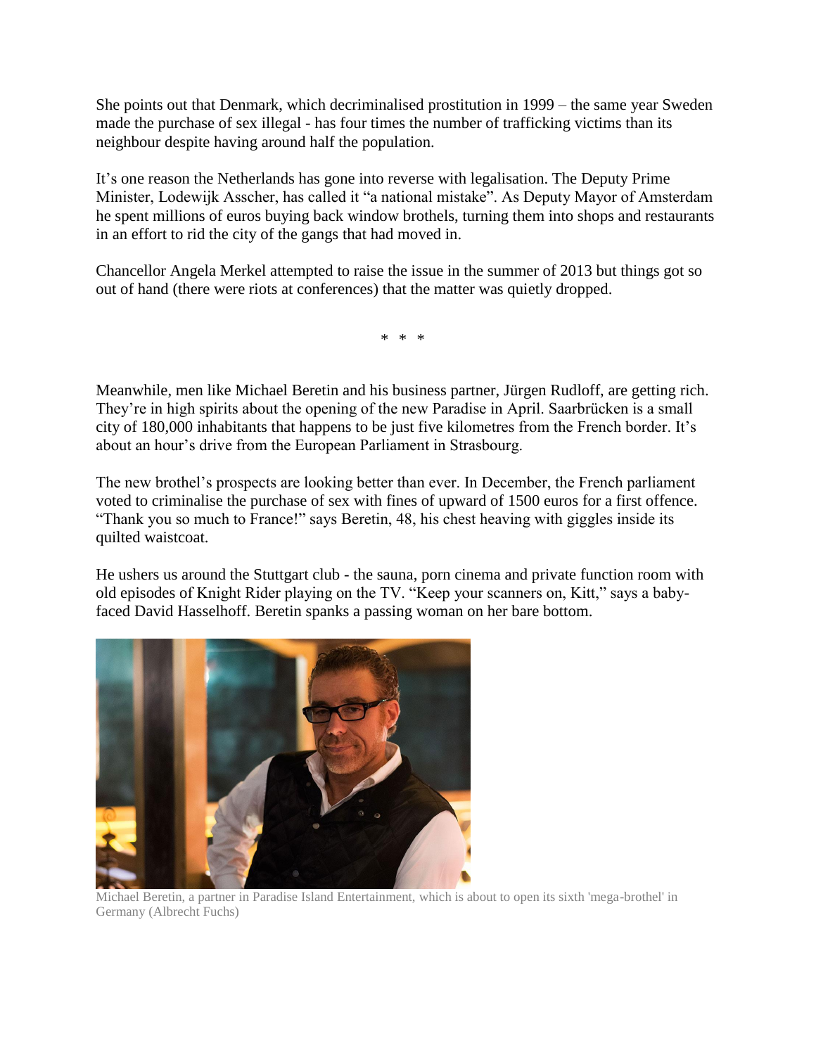She points out that Denmark, which decriminalised prostitution in 1999 – the same year Sweden made the purchase of sex illegal - has four times the number of trafficking victims than its neighbour despite having around half the population.

It's one reason the Netherlands has gone into reverse with legalisation. The Deputy Prime Minister, Lodewijk Asscher, has called it "a national mistake". As Deputy Mayor of Amsterdam he spent millions of euros buying back window brothels, turning them into shops and restaurants in an effort to rid the city of the gangs that had moved in.

Chancellor Angela Merkel attempted to raise the issue in the summer of 2013 but things got so out of hand (there were riots at conferences) that the matter was quietly dropped.

\* \* \*

Meanwhile, men like Michael Beretin and his business partner, Jürgen Rudloff, are getting rich. They're in high spirits about the opening of the new Paradise in April. Saarbrücken is a small city of 180,000 inhabitants that happens to be just five kilometres from the French border. It's about an hour's drive from the European Parliament in Strasbourg.

The new brothel's prospects are looking better than ever. In December, the French parliament voted to criminalise the purchase of sex with fines of upward of 1500 euros for a first offence. "Thank you so much to France!" says Beretin, 48, his chest heaving with giggles inside its quilted waistcoat.

He ushers us around the Stuttgart club - the sauna, porn cinema and private function room with old episodes of Knight Rider playing on the TV. "Keep your scanners on, Kitt," says a baby-faced David Hasselhoff. Beretin spanks a passing woman on her bare bottom.

Michael Beretin, a partner in Paradise Island Entertainment, which is about to open its sixth 'mega-brothel' in Germany (Albrecht Fuchs)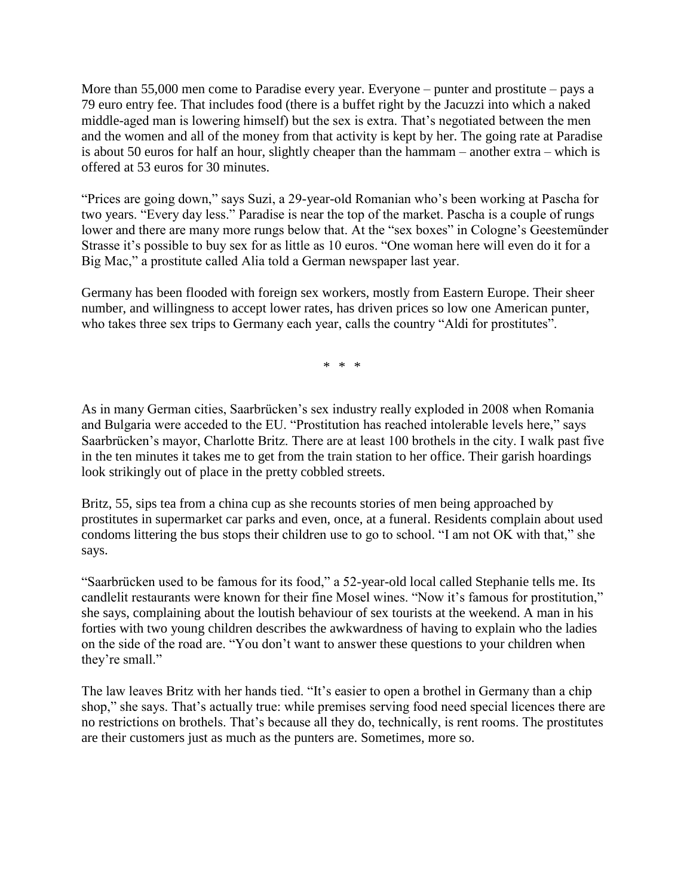More than 55,000 men come to Paradise every year. Everyone – punter and prostitute – pays a 79 euro entry fee. That includes food (there is a buffet right by the Jacuzzi into which a naked middle-aged man is lowering himself) but the sex is extra. That's negotiated between the men and the women and all of the money from that activity is kept by her. The going rate at Paradise is about 50 euros for half an hour, slightly cheaper than the hammam – another extra – which is offered at 53 euros for 30 minutes.

"Prices are going down," says Suzi, a 29-year-old Romanian who's been working at Pascha for two years. "Every day less." Paradise is near the top of the market. Pascha is a couple of rungs lower and there are many more rungs below that. At the "sex boxes" in Cologne's Geestemünder Strasse it's possible to buy sex for as little as 10 euros. "One woman here will even do it for a Big Mac," a prostitute called Alia told a German newspaper last year.

Germany has been flooded with foreign sex workers, mostly from Eastern Europe. Their sheer number, and willingness to accept lower rates, has driven prices so low one American punter, who takes three sex trips to Germany each year, calls the country "Aldi for prostitutes".

\* \* \*

As in many German cities, Saarbrücken's sex industry really exploded in 2008 when Romania and Bulgaria were acceded to the EU. "Prostitution has reached intolerable levels here," says Saarbrücken's mayor, Charlotte Britz. There are at least 100 brothels in the city. I walk past five in the ten minutes it takes me to get from the train station to her office. Their garish hoardings look strikingly out of place in the pretty cobbled streets.

Britz, 55, sips tea from a china cup as she recounts stories of men being approached by prostitutes in supermarket car parks and even, once, at a funeral. Residents complain about used condoms littering the bus stops their children use to go to school. "I am not OK with that," she says.

"Saarbrücken used to be famous for its food," a 52-year-old local called Stephanie tells me. Its candlelit restaurants were known for their fine Mosel wines. "Now it's famous for prostitution," she says, complaining about the loutish behaviour of sex tourists at the weekend. A man in his forties with two young children describes the awkwardness of having to explain who the ladies on the side of the road are. "You don't want to answer these questions to your children when they're small."

The law leaves Britz with her hands tied. "It's easier to open a brothel in Germany than a chip shop," she says. That's actually true: while premises serving food need special licences there are no restrictions on brothels. That's because all they do, technically, is rent rooms. The prostitutes are their customers just as much as the punters are. Sometimes, more so.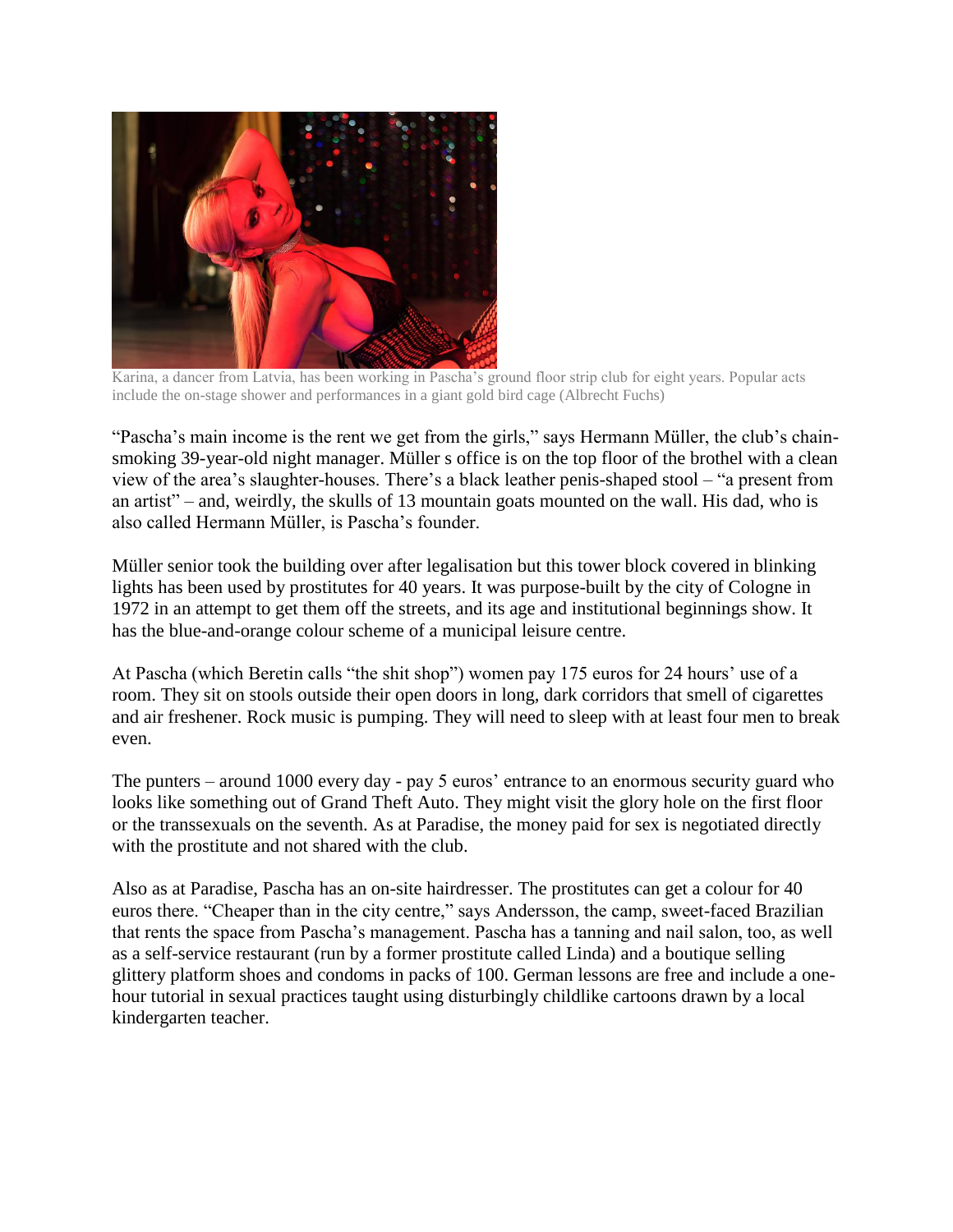Karina, a dancer from Latvia, has been working in Pascha's ground floor strip club for eight years. Popular acts include the on-stage shower and performances in a giant gold bird cage (Albrecht Fuchs)

"Pascha's main income is the rent we get from the girls," says Hermann Müller, the club's chain-smoking 39-year-old night manager. Müller s office is on the top floor of the brothel with a clean view of the area's slaughter-houses. There's a black leather penis-shaped stool – "a present from an artist" – and, weirdly, the skulls of 13 mountain goats mounted on the wall. His dad, who is also called Hermann Müller, is Pascha's founder.

Müller senior took the building over after legalisation but this tower block covered in blinking lights has been used by prostitutes for 40 years. It was purpose-built by the city of Cologne in 1972 in an attempt to get them off the streets, and its age and institutional beginnings show. It has the blue-and-orange colour scheme of a municipal leisure centre.

At Pascha (which Beretin calls "the shit shop") women pay 175 euros for 24 hours' use of a room. They sit on stools outside their open doors in long, dark corridors that smell of cigarettes and air freshener. Rock music is pumping. They will need to sleep with at least four men to break even.

The punters – around 1000 every day - pay 5 euros' entrance to an enormous security guard who looks like something out of Grand Theft Auto. They might visit the glory hole on the first floor or the transsexuals on the seventh. As at Paradise, the money paid for sex is negotiated directly with the prostitute and not shared with the club.

Also as at Paradise, Pascha has an on-site hairdresser. The prostitutes can get a colour for 40 euros there. "Cheaper than in the city centre," says Andersson, the camp, sweet-faced Brazilian that rents the space from Pascha's management. Pascha has a tanning and nail salon, too, as well as a self-service restaurant (run by a former prostitute called Linda) and a boutique selling glittery platform shoes and condoms in packs of 100. German lessons are free and include a one-hour tutorial in sexual practices taught using disturbingly childlike cartoons drawn by a local kindergarten teacher.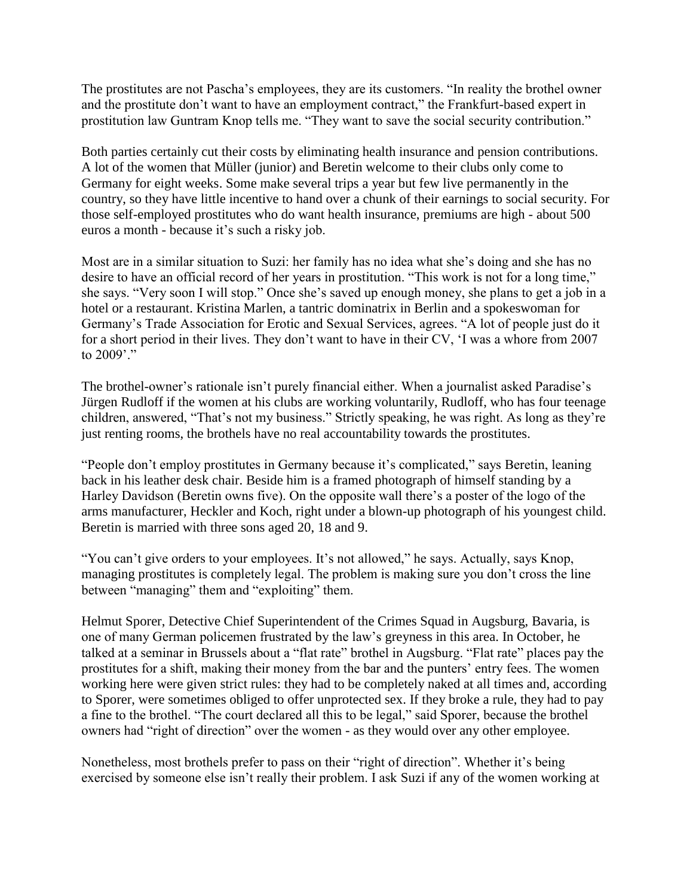The prostitutes are not Pascha's employees, they are its customers. "In reality the brothel owner and the prostitute don't want to have an employment contract," the Frankfurt-based expert in prostitution law Guntram Knop tells me. "They want to save the social security contribution."

Both parties certainly cut their costs by eliminating health insurance and pension contributions. A lot of the women that Müller (junior) and Beretin welcome to their clubs only come to Germany for eight weeks. Some make several trips a year but few live permanently in the country, so they have little incentive to hand over a chunk of their earnings to social security. For those self-employed prostitutes who do want health insurance, premiums are high - about 500 euros a month - because it's such a risky job.

Most are in a similar situation to Suzi: her family has no idea what she's doing and she has no desire to have an official record of her years in prostitution. "This work is not for a long time," she says. "Very soon I will stop." Once she's saved up enough money, she plans to get a job in a hotel or a restaurant. Kristina Marlen, a tantric dominatrix in Berlin and a spokeswoman for Germany's Trade Association for Erotic and Sexual Services, agrees. "A lot of people just do it for a short period in their lives. They don't want to have in their CV, 'I was a whore from 2007 to 2009'."

The brothel-owner's rationale isn't purely financial either. When a journalist asked Paradise's Jürgen Rudloff if the women at his clubs are working voluntarily, Rudloff, who has four teenage children, answered, "That's not my business." Strictly speaking, he was right. As long as they're just renting rooms, the brothels have no real accountability towards the prostitutes.

"People don't employ prostitutes in Germany because it's complicated," says Beretin, leaning back in his leather desk chair. Beside him is a framed photograph of himself standing by a Harley Davidson (Beretin owns five). On the opposite wall there's a poster of the logo of the arms manufacturer, Heckler and Koch, right under a blown-up photograph of his youngest child. Beretin is married with three sons aged 20, 18 and 9.

"You can't give orders to your employees. It's not allowed," he says. Actually, says Knop, managing prostitutes is completely legal. The problem is making sure you don't cross the line between "managing" them and "exploiting" them.

Helmut Sporer, Detective Chief Superintendent of the Crimes Squad in Augsburg, Bavaria, is one of many German policemen frustrated by the law's greyness in this area. In October, he talked at a seminar in Brussels about a "flat rate" brothel in Augsburg. "Flat rate" places pay the prostitutes for a shift, making their money from the bar and the punters' entry fees. The women working here were given strict rules: they had to be completely naked at all times and, according to Sporer, were sometimes obliged to offer unprotected sex. If they broke a rule, they had to pay a fine to the brothel. "The court declared all this to be legal," said Sporer, because the brothel owners had "right of direction" over the women - as they would over any other employee.

Nonetheless, most brothels prefer to pass on their "right of direction". Whether it's being exercised by someone else isn't really their problem. I ask Suzi if any of the women working at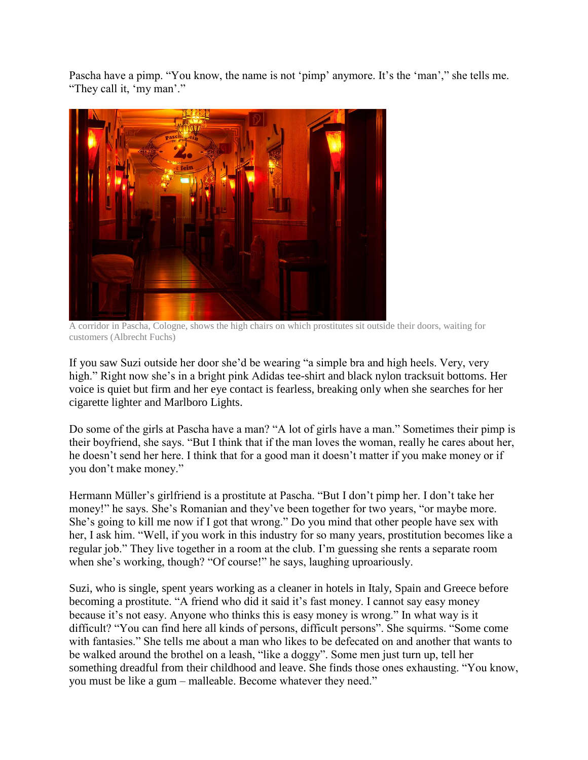Pascha have a pimp. "You know, the name is not 'pimp' anymore. It's the 'man'," she tells me. "They call it, 'my man'."

A corridor in Pascha, Cologne, shows the high chairs on which prostitutes sit outside their doors, waiting for customers (Albrecht Fuchs)

If you saw Suzi outside her door she'd be wearing "a simple bra and high heels. Very, very high." Right now she's in a bright pink Adidas tee-shirt and black nylon tracksuit bottoms. Her voice is quiet but firm and her eye contact is fearless, breaking only when she searches for her cigarette lighter and Marlboro Lights.

Do some of the girls at Pascha have a man? "A lot of girls have a man." Sometimes their pimp is their boyfriend, she says. "But I think that if the man loves the woman, really he cares about her, he doesn't send her here. I think that for a good man it doesn't matter if you make money or if you don't make money."

Hermann Müller's girlfriend is a prostitute at Pascha. "But I don't pimp her. I don't take her money!" he says. She's Romanian and they've been together for two years, "or maybe more. She's going to kill me now if I got that wrong." Do you mind that other people have sex with her, I ask him. "Well, if you work in this industry for so many years, prostitution becomes like a regular job." They live together in a room at the club. I'm guessing she rents a separate room when she's working, though? "Of course!" he says, laughing uproariously.

Suzi, who is single, spent years working as a cleaner in hotels in Italy, Spain and Greece before becoming a prostitute. "A friend who did it said it's fast money. I cannot say easy money because it's not easy. Anyone who thinks this is easy money is wrong." In what way is it difficult? "You can find here all kinds of persons, difficult persons". She squirms. "Some come with fantasies." She tells me about a man who likes to be defecated on and another that wants to be walked around the brothel on a leash, "like a doggy". Some men just turn up, tell her something dreadful from their childhood and leave. She finds those ones exhausting. "You know, you must be like a gum – malleable. Become whatever they need."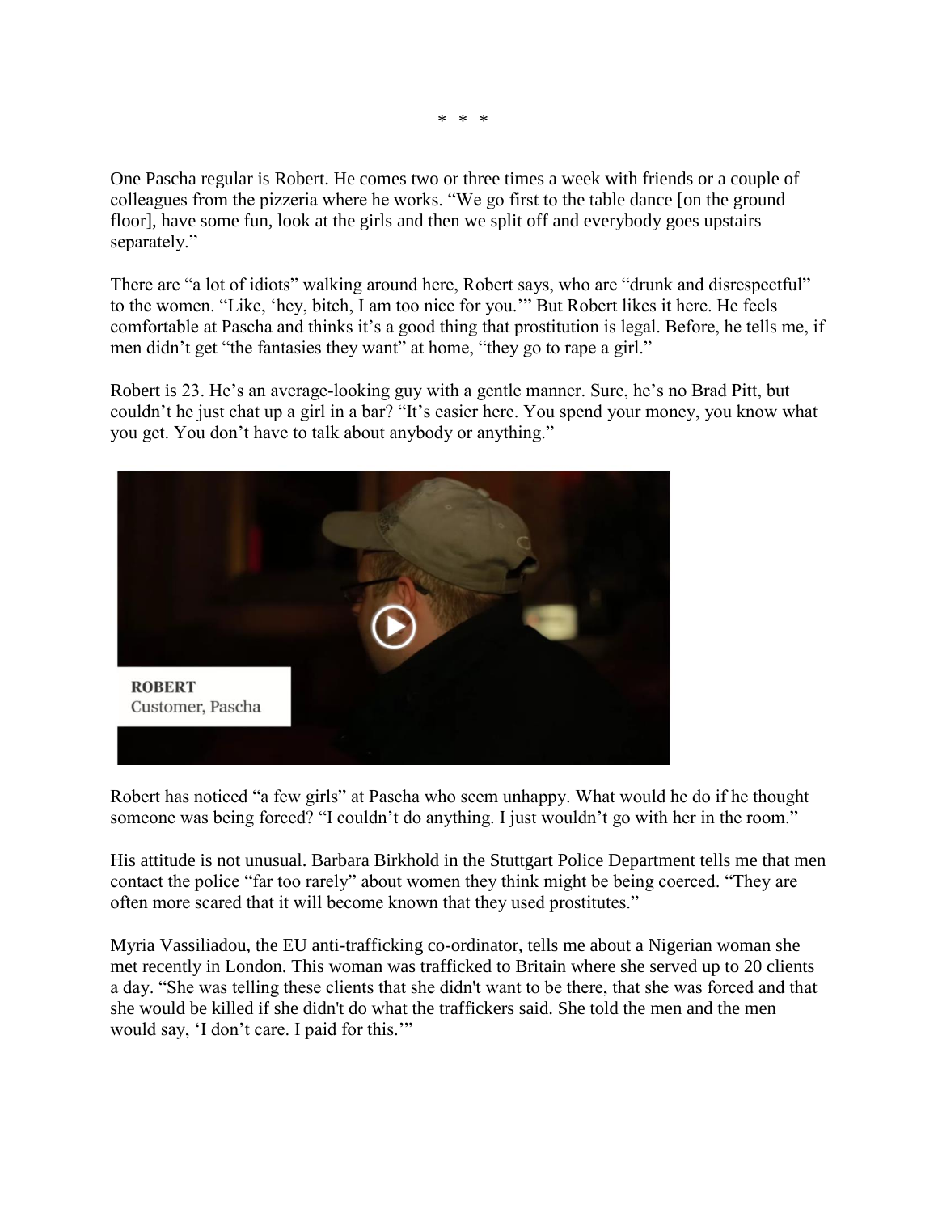\* \* \*

One Pascha regular is Robert. He comes two or three times a week with friends or a couple of colleagues from the pizzeria where he works. "We go first to the table dance [on the ground floor], have some fun, look at the girls and then we split off and everybody goes upstairs separately."

There are "a lot of idiots" walking around here, Robert says, who are "drunk and disrespectful" to the women. "Like, 'hey, bitch, I am too nice for you.'" But Robert likes it here. He feels comfortable at Pascha and thinks it's a good thing that prostitution is legal. Before, he tells me, if men didn't get "the fantasies they want" at home, "they go to rape a girl."

Robert is 23. He's an average-looking guy with a gentle manner. Sure, he's no Brad Pitt, but couldn't he just chat up a girl in a bar? "It's easier here. You spend your money, you know what you get. You don't have to talk about anybody or anything."

**ROBERT**
Customer, Pascha

Robert has noticed "a few girls" at Pascha who seem unhappy. What would he do if he thought someone was being forced? "I couldn't do anything. I just wouldn't go with her in the room."

His attitude is not unusual. Barbara Birkhold in the Stuttgart Police Department tells me that men contact the police "far too rarely" about women they think might be being coerced. "They are often more scared that it will become known that they used prostitutes."

Myria Vassiliadou, the EU anti-trafficking co-ordinator, tells me about a Nigerian woman she met recently in London. This woman was trafficked to Britain where she served up to 20 clients a day. "She was telling these clients that she didn't want to be there, that she was forced and that she would be killed if she didn't do what the traffickers said. She told the men and the men would say, 'I don't care. I paid for this.'"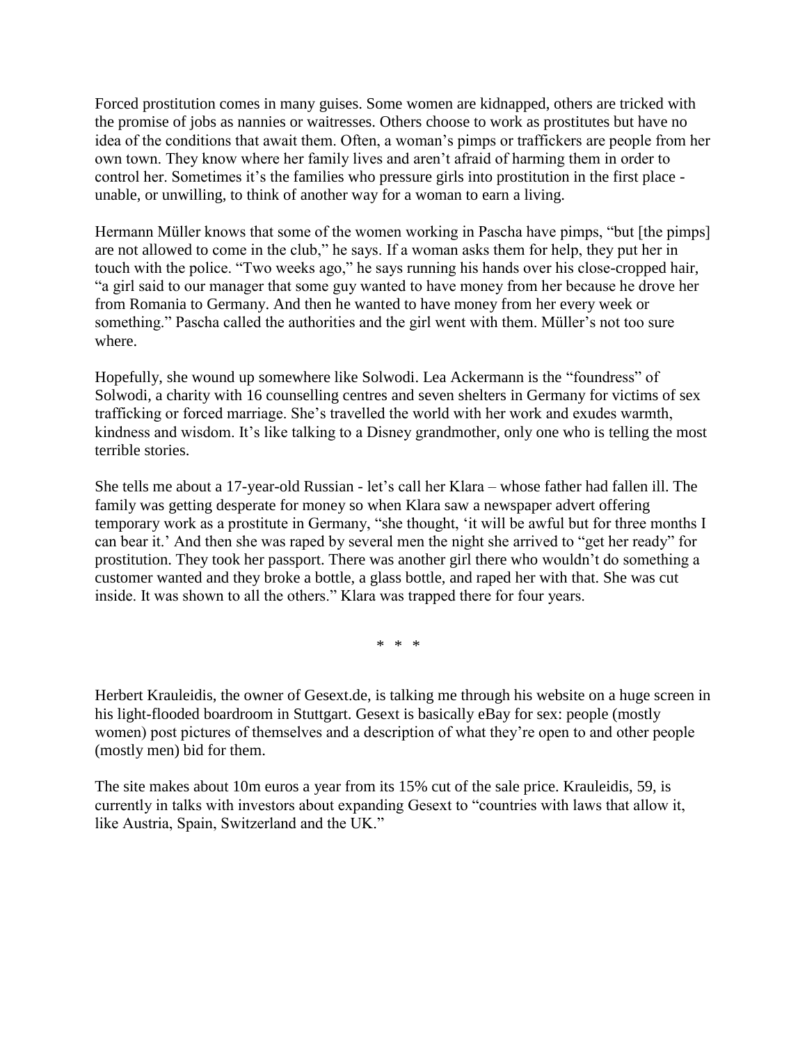Forced prostitution comes in many guises. Some women are kidnapped, others are tricked with the promise of jobs as nannies or waitresses. Others choose to work as prostitutes but have no idea of the conditions that await them. Often, a woman's pimps or traffickers are people from her own town. They know where her family lives and aren't afraid of harming them in order to control her. Sometimes it's the families who pressure girls into prostitution in the first place - unable, or unwilling, to think of another way for a woman to earn a living.

Hermann Müller knows that some of the women working in Pascha have pimps, "but [the pimps] are not allowed to come in the club," he says. If a woman asks them for help, they put her in touch with the police. "Two weeks ago," he says running his hands over his close-cropped hair, "a girl said to our manager that some guy wanted to have money from her because he drove her from Romania to Germany. And then he wanted to have money from her every week or something." Pascha called the authorities and the girl went with them. Müller's not too sure where.

Hopefully, she wound up somewhere like Solwodi. Lea Ackermann is the "foundress" of Solwodi, a charity with 16 counselling centres and seven shelters in Germany for victims of sex trafficking or forced marriage. She's travelled the world with her work and exudes warmth, kindness and wisdom. It's like talking to a Disney grandmother, only one who is telling the most terrible stories.

She tells me about a 17-year-old Russian - let's call her Klara – whose father had fallen ill. The family was getting desperate for money so when Klara saw a newspaper advert offering temporary work as a prostitute in Germany, "she thought, 'it will be awful but for three months I can bear it.' And then she was raped by several men the night she arrived to "get her ready" for prostitution. They took her passport. There was another girl there who wouldn't do something a customer wanted and they broke a bottle, a glass bottle, and raped her with that. She was cut inside. It was shown to all the others." Klara was trapped there for four years.

\* \* \*

Herbert Krauleidis, the owner of Gesext.de, is talking me through his website on a huge screen in his light-flooded boardroom in Stuttgart. Gesext is basically eBay for sex: people (mostly women) post pictures of themselves and a description of what they're open to and other people (mostly men) bid for them.

The site makes about 10m euros a year from its 15% cut of the sale price. Krauleidis, 59, is currently in talks with investors about expanding Gesext to "countries with laws that allow it, like Austria, Spain, Switzerland and the UK."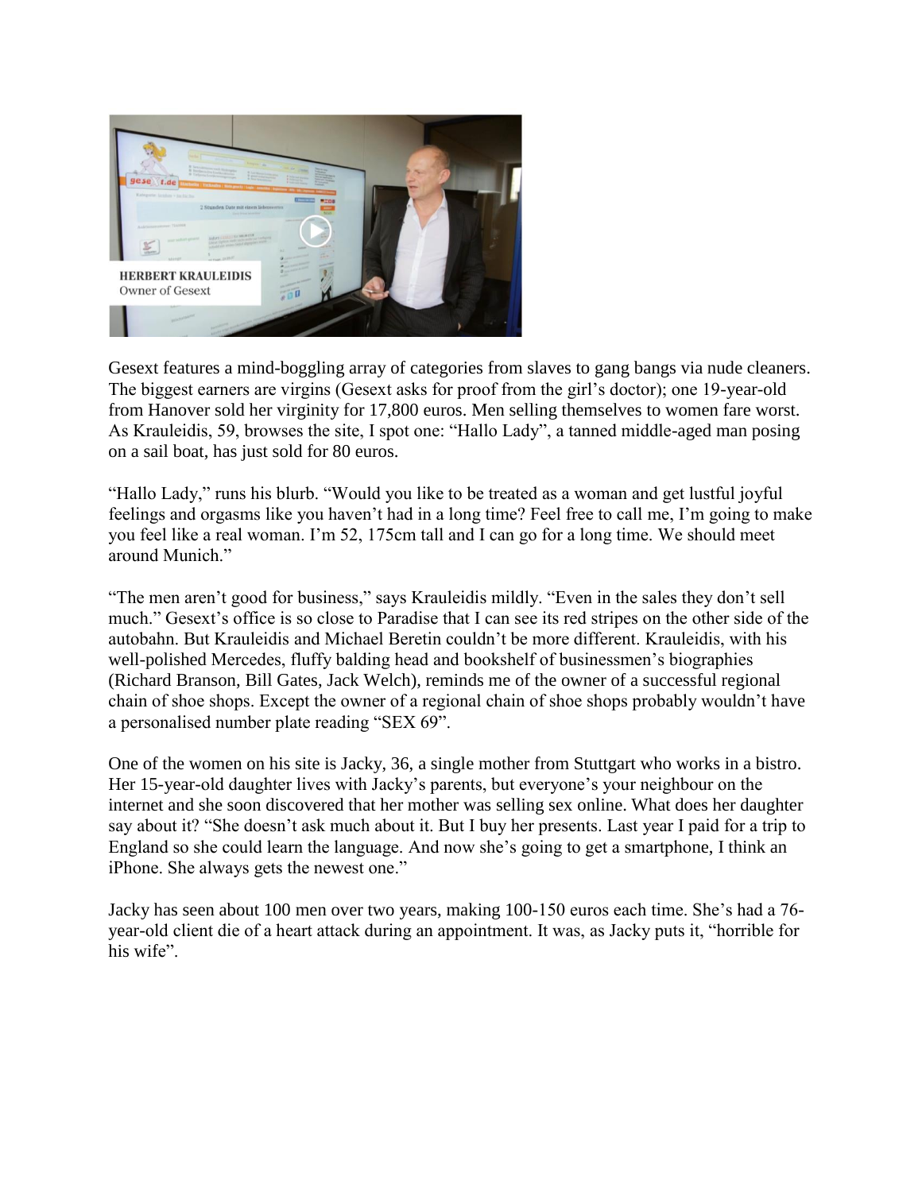**HERBERT KRAULEIDIS**
Owner of Gesext

Gesext features a mind-boggling array of categories from slaves to gang bangs via nude cleaners. The biggest earners are virgins (Gesext asks for proof from the girl's doctor); one 19-year-old from Hanover sold her virginity for 17,800 euros. Men selling themselves to women fare worst. As Krauleidis, 59, browses the site, I spot one: "Hallo Lady", a tanned middle-aged man posing on a sail boat, has just sold for 80 euros.

"Hallo Lady," runs his blurb. "Would you like to be treated as a woman and get lustful joyful feelings and orgasms like you haven't had in a long time? Feel free to call me, I'm going to make you feel like a real woman. I'm 52, 175cm tall and I can go for a long time. We should meet around Munich."

"The men aren't good for business," says Krauleidis mildly. "Even in the sales they don't sell much." Gesext's office is so close to Paradise that I can see its red stripes on the other side of the autobahn. But Krauleidis and Michael Beretin couldn't be more different. Krauleidis, with his well-polished Mercedes, fluffy balding head and bookshelf of businessmen's biographies (Richard Branson, Bill Gates, Jack Welch), reminds me of the owner of a successful regional chain of shoe shops. Except the owner of a regional chain of shoe shops probably wouldn't have a personalised number plate reading "SEX 69".

One of the women on his site is Jacky, 36, a single mother from Stuttgart who works in a bistro. Her 15-year-old daughter lives with Jacky's parents, but everyone's your neighbour on the internet and she soon discovered that her mother was selling sex online. What does her daughter say about it? "She doesn't ask much about it. But I buy her presents. Last year I paid for a trip to England so she could learn the language. And now she's going to get a smartphone, I think an iPhone. She always gets the newest one."

Jacky has seen about 100 men over two years, making 100-150 euros each time. She's had a 76-year-old client die of a heart attack during an appointment. It was, as Jacky puts it, "horrible for his wife".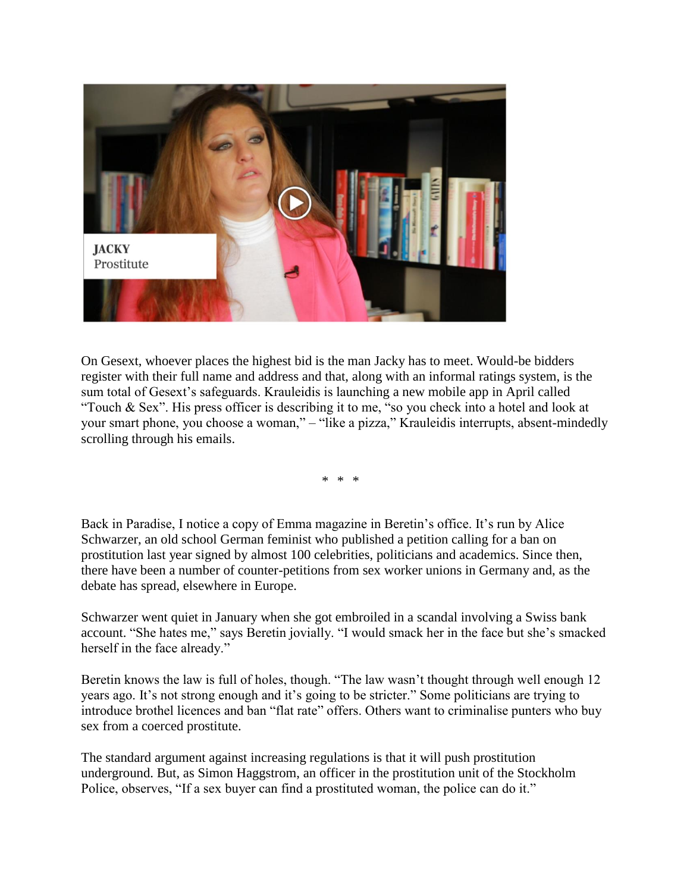JACKY
Prostitute

On Gesext, whoever places the highest bid is the man Jacky has to meet. Would-be bidders register with their full name and address and that, along with an informal ratings system, is the sum total of Gesext's safeguards. Krauleidis is launching a new mobile app in April called "Touch & Sex". His press officer is describing it to me, "so you check into a hotel and look at your smart phone, you choose a woman," – "like a pizza," Krauleidis interrupts, absent-mindedly scrolling through his emails.

\* \* \*

Back in Paradise, I notice a copy of Emma magazine in Beretin's office. It's run by Alice Schwarzer, an old school German feminist who published a petition calling for a ban on prostitution last year signed by almost 100 celebrities, politicians and academics. Since then, there have been a number of counter-petitions from sex worker unions in Germany and, as the debate has spread, elsewhere in Europe.

Schwarzer went quiet in January when she got embroiled in a scandal involving a Swiss bank account. "She hates me," says Beretin jovially. "I would smack her in the face but she's smacked herself in the face already."

Beretin knows the law is full of holes, though. "The law wasn't thought through well enough 12 years ago. It's not strong enough and it's going to be stricter." Some politicians are trying to introduce brothel licences and ban "flat rate" offers. Others want to criminalise punters who buy sex from a coerced prostitute.

The standard argument against increasing regulations is that it will push prostitution underground. But, as Simon Haggstrom, an officer in the prostitution unit of the Stockholm Police, observes, "If a sex buyer can find a prostituted woman, the police can do it."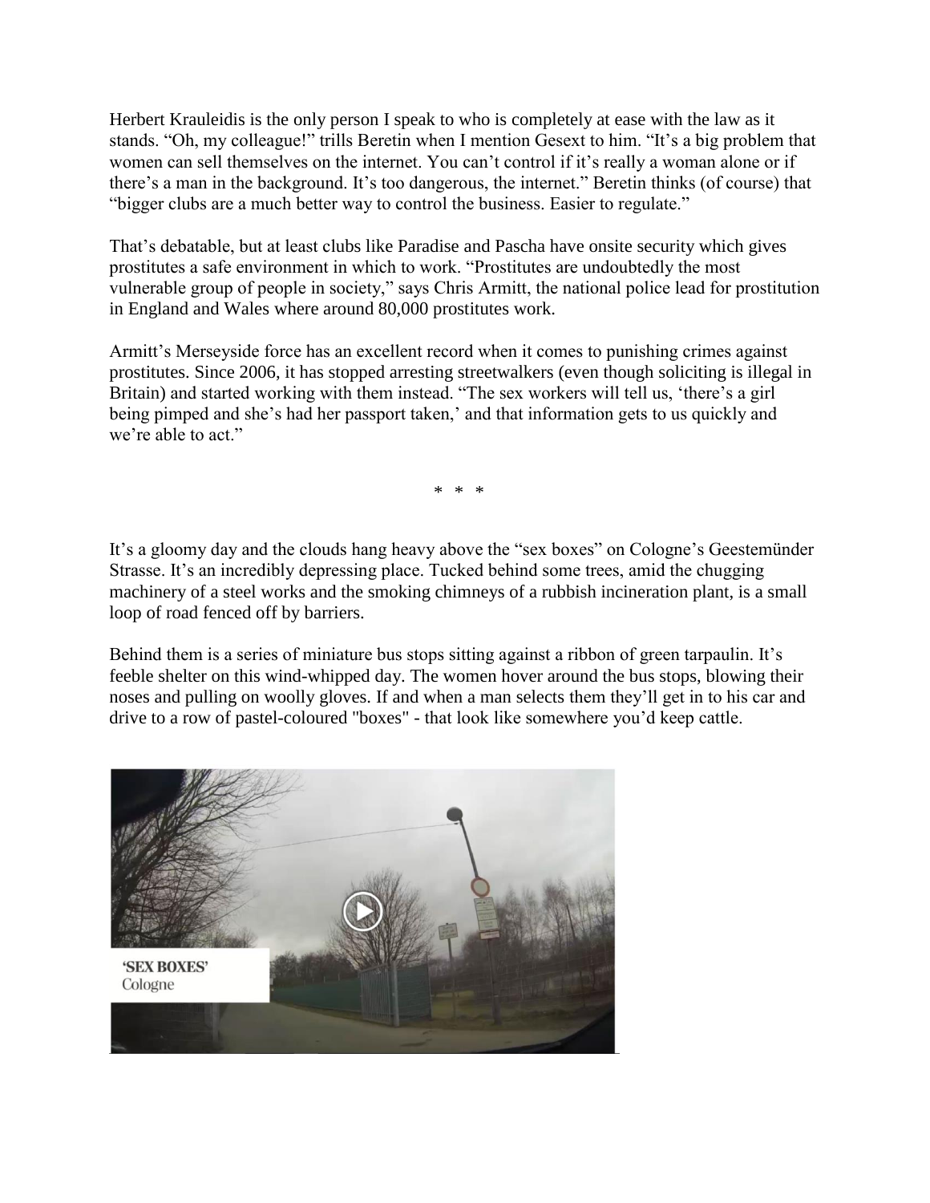Herbert Krauleidis is the only person I speak to who is completely at ease with the law as it stands. “Oh, my colleague!” trills Beretin when I mention Gesext to him. “It’s a big problem that women can sell themselves on the internet. You can’t control if it’s really a woman alone or if there’s a man in the background. It’s too dangerous, the internet.” Beretin thinks (of course) that “bigger clubs are a much better way to control the business. Easier to regulate.”

That’s debatable, but at least clubs like Paradise and Pascha have onsite security which gives prostitutes a safe environment in which to work. “Prostitutes are undoubtedly the most vulnerable group of people in society,” says Chris Armitt, the national police lead for prostitution in England and Wales where around 80,000 prostitutes work.

Armitt’s Merseyside force has an excellent record when it comes to punishing crimes against prostitutes. Since 2006, it has stopped arresting streetwalkers (even though soliciting is illegal in Britain) and started working with them instead. “The sex workers will tell us, ‘there’s a girl being pimped and she’s had her passport taken,’ and that information gets to us quickly and we’re able to act.”

\* \* \*

It’s a gloomy day and the clouds hang heavy above the “sex boxes” on Cologne’s Geestemünder Strasse. It’s an incredibly depressing place. Tucked behind some trees, amid the chugging machinery of a steel works and the smoking chimneys of a rubbish incineration plant, is a small loop of road fenced off by barriers.

Behind them is a series of miniature bus stops sitting against a ribbon of green tarpaulin. It’s feeble shelter on this wind-whipped day. The women hover around the bus stops, blowing their noses and pulling on woolly gloves. If and when a man selects them they’ll get in to his car and drive to a row of pastel-coloured "boxes" - that look like somewhere you’d keep cattle.

'SEX BOXES'
Cologne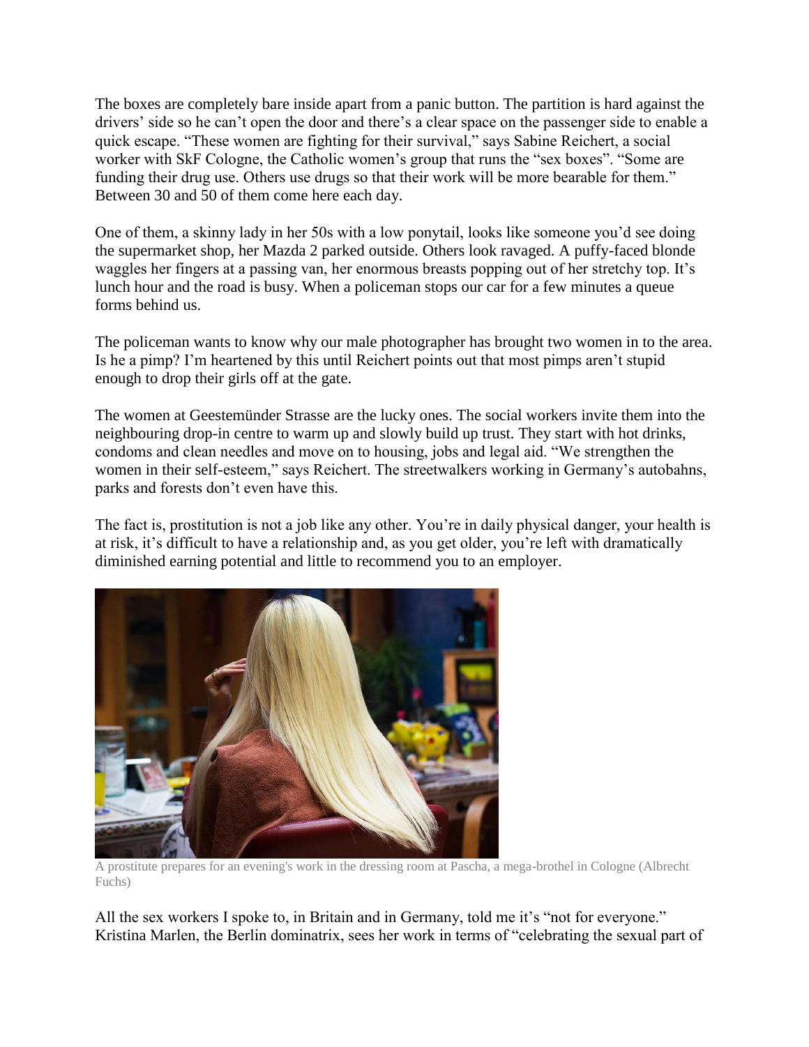The boxes are completely bare inside apart from a panic button. The partition is hard against the drivers' side so he can't open the door and there's a clear space on the passenger side to enable a quick escape. "These women are fighting for their survival," says Sabine Reichert, a social worker with SkF Cologne, the Catholic women's group that runs the "sex boxes". "Some are funding their drug use. Others use drugs so that their work will be more bearable for them." Between 30 and 50 of them come here each day.

One of them, a skinny lady in her 50s with a low ponytail, looks like someone you'd see doing the supermarket shop, her Mazda 2 parked outside. Others look ravaged. A puffy-faced blonde waggles her fingers at a passing van, her enormous breasts popping out of her stretchy top. It's lunch hour and the road is busy. When a policeman stops our car for a few minutes a queue forms behind us.

The policeman wants to know why our male photographer has brought two women in to the area. Is he a pimp? I'm heartened by this until Reichert points out that most pimps aren't stupid enough to drop their girls off at the gate.

The women at Geestemünder Strasse are the lucky ones. The social workers invite them into the neighbouring drop-in centre to warm up and slowly build up trust. They start with hot drinks, condoms and clean needles and move on to housing, jobs and legal aid. "We strengthen the women in their self-esteem," says Reichert. The streetwalkers working in Germany's autobahns, parks and forests don't even have this.

The fact is, prostitution is not a job like any other. You're in daily physical danger, your health is at risk, it's difficult to have a relationship and, as you get older, you're left with dramatically diminished earning potential and little to recommend you to an employer.

A prostitute prepares for an evening's work in the dressing room at Pascha, a mega-brothel in Cologne (Albrecht Fuchs)

All the sex workers I spoke to, in Britain and in Germany, told me it's "not for everyone." Kristina Marlen, the Berlin dominatrix, sees her work in terms of "celebrating the sexual part of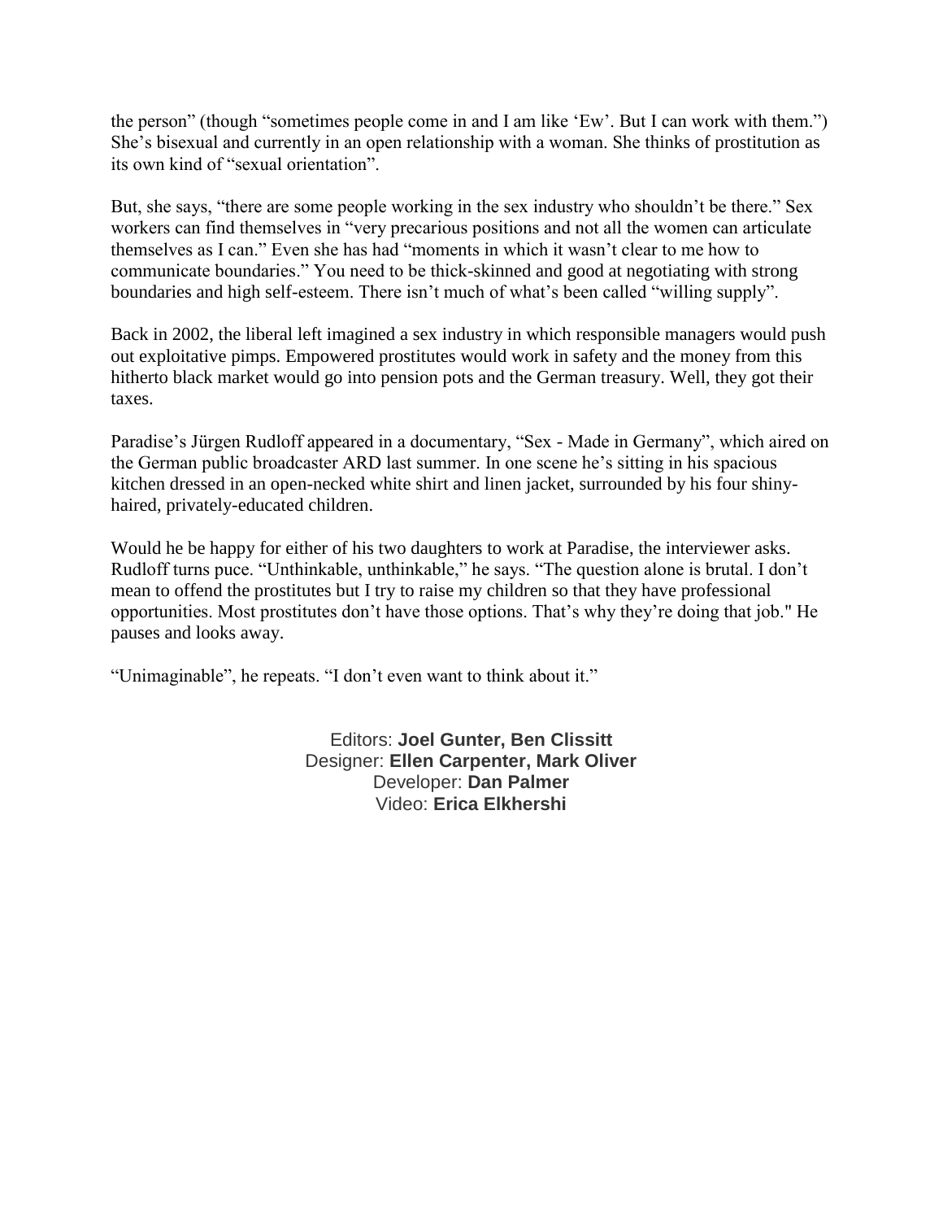the person" (though "sometimes people come in and I am like 'Ew'. But I can work with them.") She's bisexual and currently in an open relationship with a woman. She thinks of prostitution as its own kind of "sexual orientation".

But, she says, "there are some people working in the sex industry who shouldn't be there." Sex workers can find themselves in "very precarious positions and not all the women can articulate themselves as I can." Even she has had "moments in which it wasn't clear to me how to communicate boundaries." You need to be thick-skinned and good at negotiating with strong boundaries and high self-esteem. There isn't much of what's been called "willing supply".

Back in 2002, the liberal left imagined a sex industry in which responsible managers would push out exploitative pimps. Empowered prostitutes would work in safety and the money from this hitherto black market would go into pension pots and the German treasury. Well, they got their taxes.

Paradise's Jürgen Rudloff appeared in a documentary, "Sex - Made in Germany", which aired on the German public broadcaster ARD last summer. In one scene he's sitting in his spacious kitchen dressed in an open-necked white shirt and linen jacket, surrounded by his four shiny-haired, privately-educated children.

Would he be happy for either of his two daughters to work at Paradise, the interviewer asks. Rudloff turns puce. "Unthinkable, unthinkable," he says. "The question alone is brutal. I don't mean to offend the prostitutes but I try to raise my children so that they have professional opportunities. Most prostitutes don't have those options. That's why they're doing that job." He pauses and looks away.

"Unimaginable", he repeats. "I don't even want to think about it."

Editors: **Joel Gunter, Ben Clissitt**
Designer: **Ellen Carpenter, Mark Oliver**
Developer: **Dan Palmer**
Video: **Erica Elkhershi**